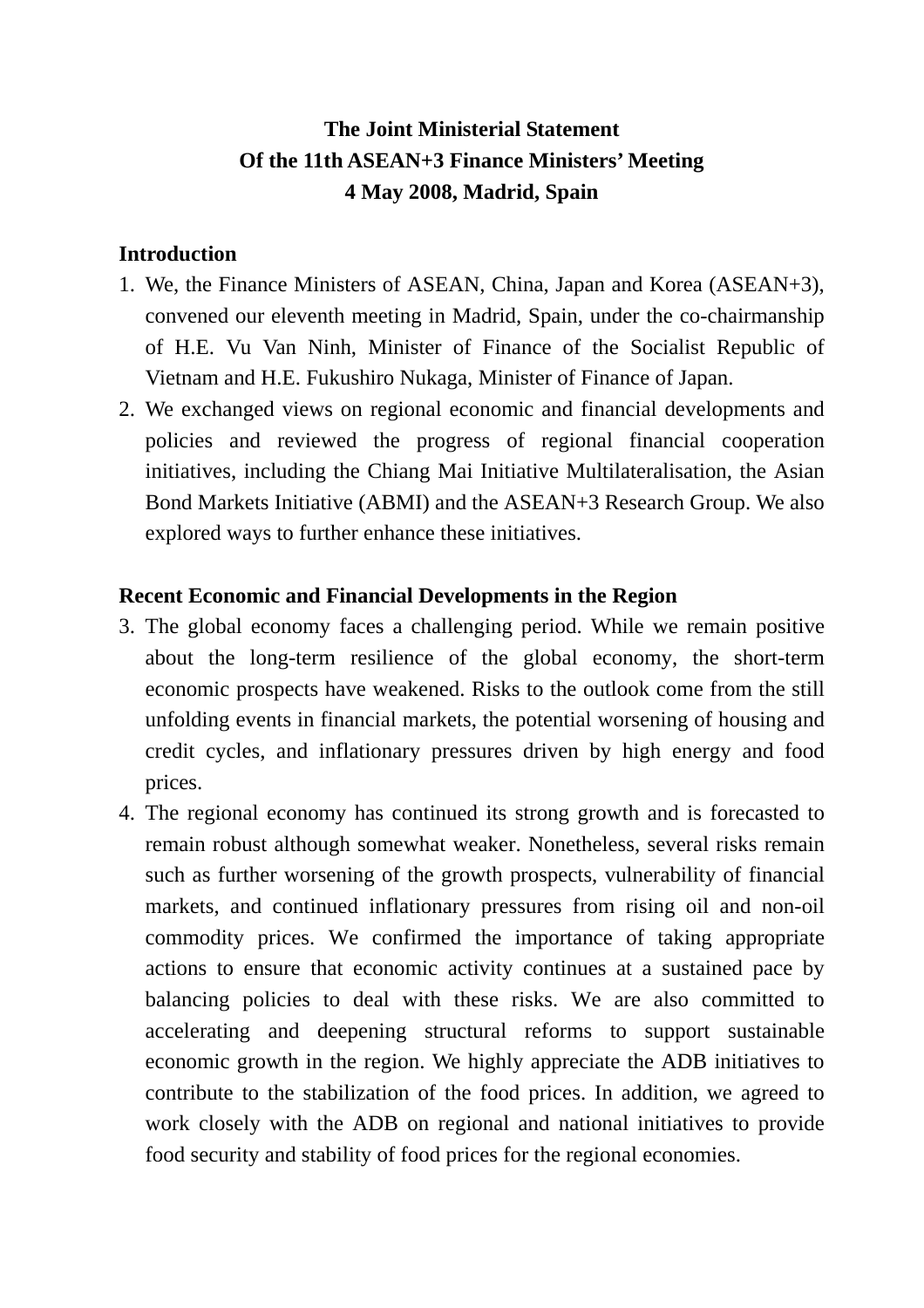# The Joint Ministerial Statement
# Of the 11th ASEAN+3 Finance Ministers' Meeting
# 4 May 2008, Madrid, Spain

## Introduction

1. We, the Finance Ministers of ASEAN, China, Japan and Korea (ASEAN+3), convened our eleventh meeting in Madrid, Spain, under the co-chairmanship of H.E. Vu Van Ninh, Minister of Finance of the Socialist Republic of Vietnam and H.E. Fukushiro Nukaga, Minister of Finance of Japan.
2. We exchanged views on regional economic and financial developments and policies and reviewed the progress of regional financial cooperation initiatives, including the Chiang Mai Initiative Multilateralisation, the Asian Bond Markets Initiative (ABMI) and the ASEAN+3 Research Group. We also explored ways to further enhance these initiatives.

## Recent Economic and Financial Developments in the Region

3. The global economy faces a challenging period. While we remain positive about the long-term resilience of the global economy, the short-term economic prospects have weakened. Risks to the outlook come from the still unfolding events in financial markets, the potential worsening of housing and credit cycles, and inflationary pressures driven by high energy and food prices.
4. The regional economy has continued its strong growth and is forecasted to remain robust although somewhat weaker. Nonetheless, several risks remain such as further worsening of the growth prospects, vulnerability of financial markets, and continued inflationary pressures from rising oil and non-oil commodity prices. We confirmed the importance of taking appropriate actions to ensure that economic activity continues at a sustained pace by balancing policies to deal with these risks. We are also committed to accelerating and deepening structural reforms to support sustainable economic growth in the region. We highly appreciate the ADB initiatives to contribute to the stabilization of the food prices. In addition, we agreed to work closely with the ADB on regional and national initiatives to provide food security and stability of food prices for the regional economies.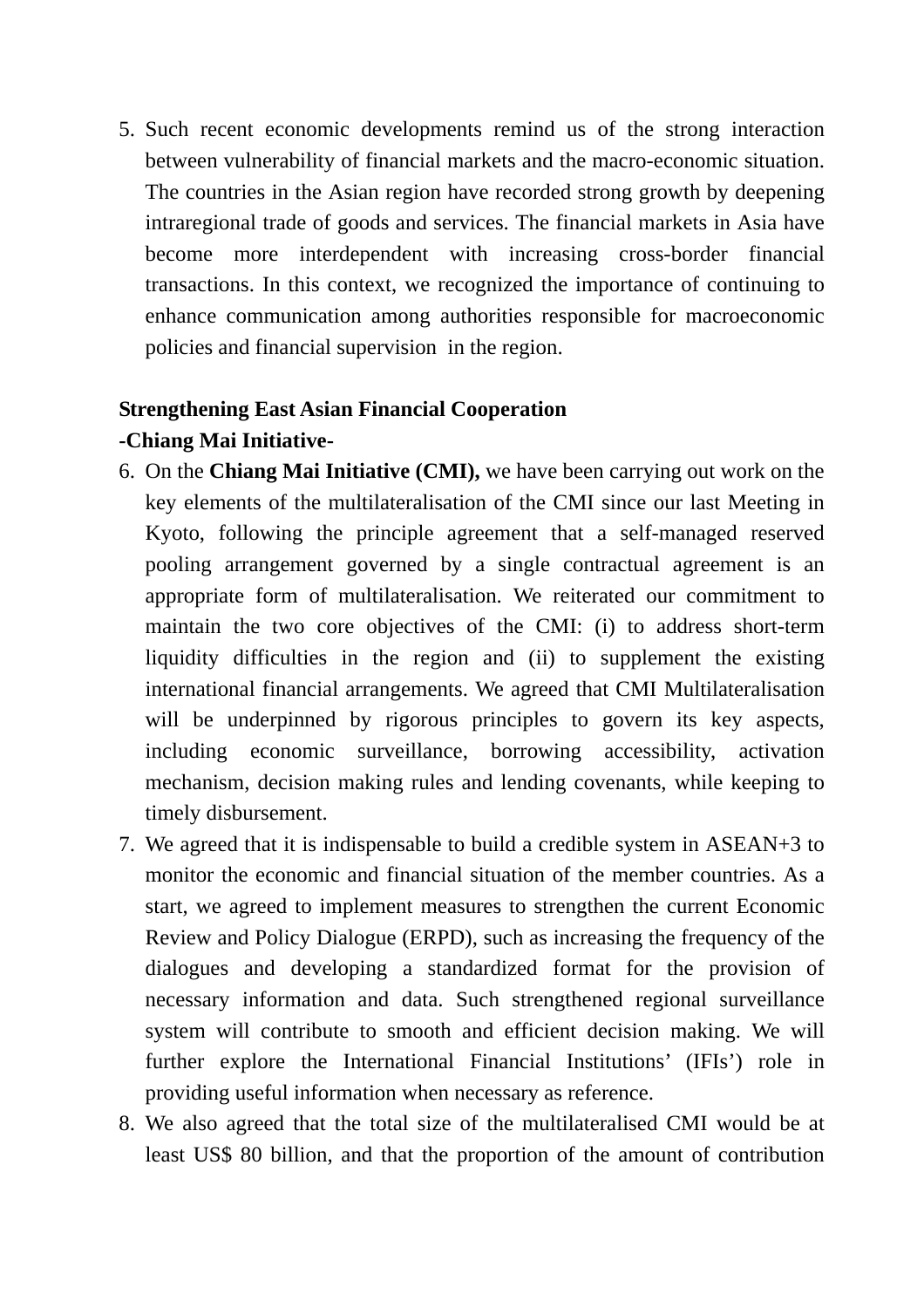5. Such recent economic developments remind us of the strong interaction between vulnerability of financial markets and the macro-economic situation. The countries in the Asian region have recorded strong growth by deepening intraregional trade of goods and services. The financial markets in Asia have become more interdependent with increasing cross-border financial transactions. In this context, we recognized the importance of continuing to enhance communication among authorities responsible for macroeconomic policies and financial supervision in the region.

**Strengthening East Asian Financial Cooperation**
**-Chiang Mai Initiative-**

6. On the **Chiang Mai Initiative (CMI),** we have been carrying out work on the key elements of the multilateralisation of the CMI since our last Meeting in Kyoto, following the principle agreement that a self-managed reserved pooling arrangement governed by a single contractual agreement is an appropriate form of multilateralisation. We reiterated our commitment to maintain the two core objectives of the CMI: (i) to address short-term liquidity difficulties in the region and (ii) to supplement the existing international financial arrangements. We agreed that CMI Multilateralisation will be underpinned by rigorous principles to govern its key aspects, including economic surveillance, borrowing accessibility, activation mechanism, decision making rules and lending covenants, while keeping to timely disbursement.
7. We agreed that it is indispensable to build a credible system in ASEAN+3 to monitor the economic and financial situation of the member countries. As a start, we agreed to implement measures to strengthen the current Economic Review and Policy Dialogue (ERPD), such as increasing the frequency of the dialogues and developing a standardized format for the provision of necessary information and data. Such strengthened regional surveillance system will contribute to smooth and efficient decision making. We will further explore the International Financial Institutions' (IFIs') role in providing useful information when necessary as reference.
8. We also agreed that the total size of the multilateralised CMI would be at least US$ 80 billion, and that the proportion of the amount of contribution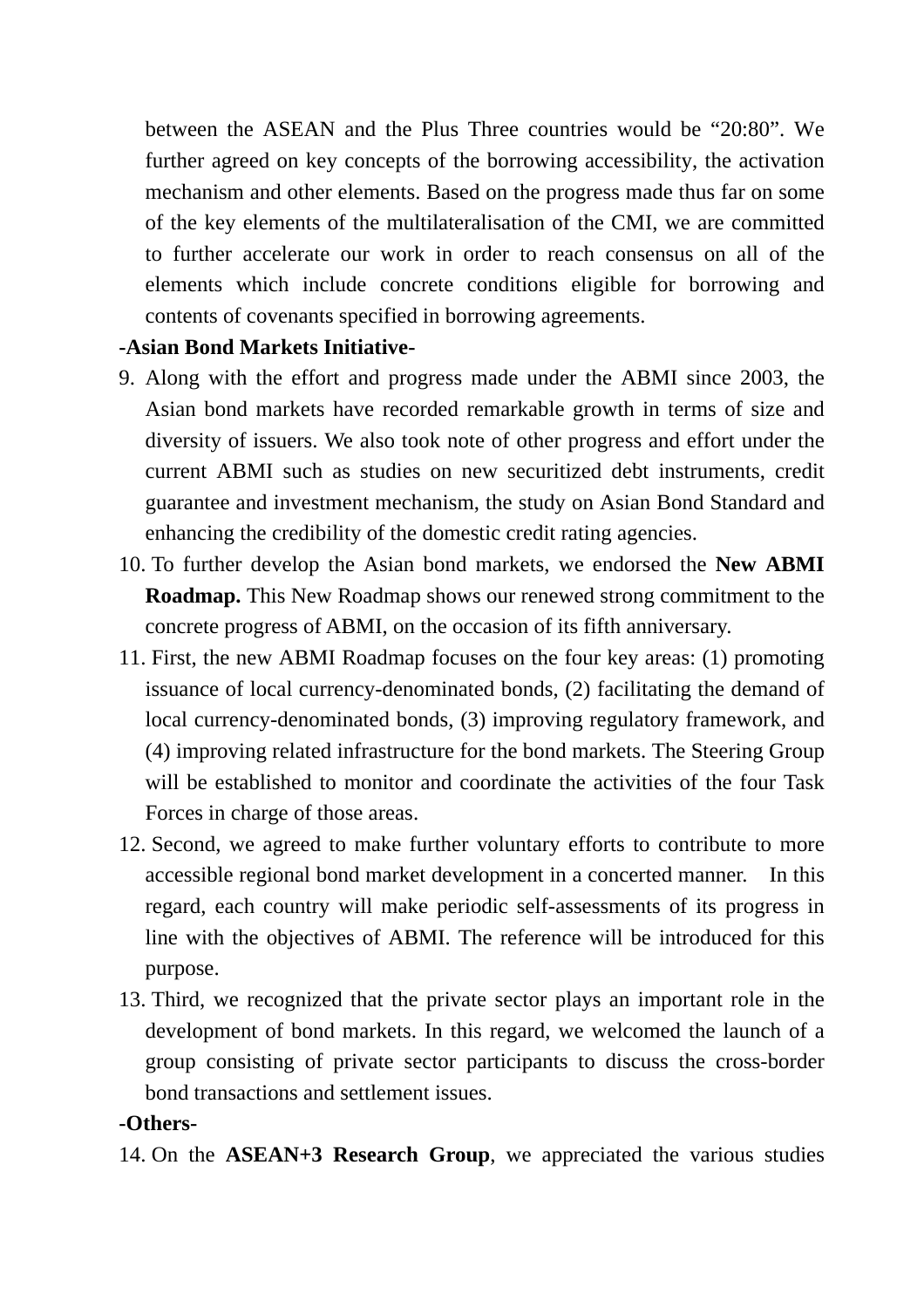between the ASEAN and the Plus Three countries would be "20:80". We further agreed on key concepts of the borrowing accessibility, the activation mechanism and other elements. Based on the progress made thus far on some of the key elements of the multilateralisation of the CMI, we are committed to further accelerate our work in order to reach consensus on all of the elements which include concrete conditions eligible for borrowing and contents of covenants specified in borrowing agreements.

**-Asian Bond Markets Initiative-**

9. Along with the effort and progress made under the ABMI since 2003, the Asian bond markets have recorded remarkable growth in terms of size and diversity of issuers. We also took note of other progress and effort under the current ABMI such as studies on new securitized debt instruments, credit guarantee and investment mechanism, the study on Asian Bond Standard and enhancing the credibility of the domestic credit rating agencies.
10. To further develop the Asian bond markets, we endorsed the **New ABMI Roadmap.** This New Roadmap shows our renewed strong commitment to the concrete progress of ABMI, on the occasion of its fifth anniversary.
11. First, the new ABMI Roadmap focuses on the four key areas: (1) promoting issuance of local currency-denominated bonds, (2) facilitating the demand of local currency-denominated bonds, (3) improving regulatory framework, and (4) improving related infrastructure for the bond markets. The Steering Group will be established to monitor and coordinate the activities of the four Task Forces in charge of those areas.
12. Second, we agreed to make further voluntary efforts to contribute to more accessible regional bond market development in a concerted manner. In this regard, each country will make periodic self-assessments of its progress in line with the objectives of ABMI. The reference will be introduced for this purpose.
13. Third, we recognized that the private sector plays an important role in the development of bond markets. In this regard, we welcomed the launch of a group consisting of private sector participants to discuss the cross-border bond transactions and settlement issues.

**-Others-**

14. On the **ASEAN+3 Research Group**, we appreciated the various studies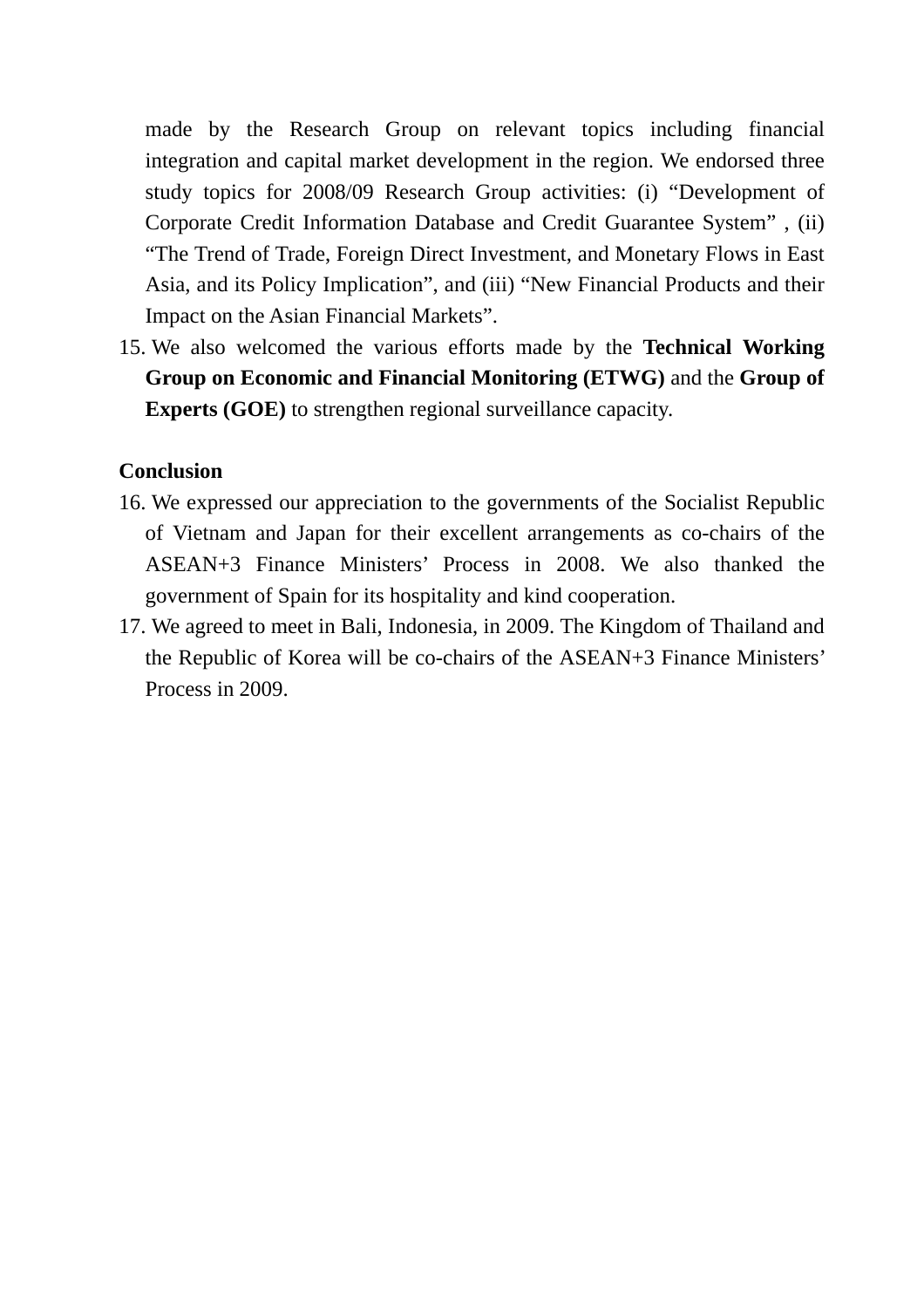made by the Research Group on relevant topics including financial integration and capital market development in the region. We endorsed three study topics for 2008/09 Research Group activities: (i) "Development of Corporate Credit Information Database and Credit Guarantee System" , (ii) "The Trend of Trade, Foreign Direct Investment, and Monetary Flows in East Asia, and its Policy Implication", and (iii) "New Financial Products and their Impact on the Asian Financial Markets".

15. We also welcomed the various efforts made by the **Technical Working Group on Economic and Financial Monitoring (ETWG)** and the **Group of Experts (GOE)** to strengthen regional surveillance capacity.

**Conclusion**

16. We expressed our appreciation to the governments of the Socialist Republic of Vietnam and Japan for their excellent arrangements as co-chairs of the ASEAN+3 Finance Ministers' Process in 2008. We also thanked the government of Spain for its hospitality and kind cooperation.
17. We agreed to meet in Bali, Indonesia, in 2009. The Kingdom of Thailand and the Republic of Korea will be co-chairs of the ASEAN+3 Finance Ministers' Process in 2009.